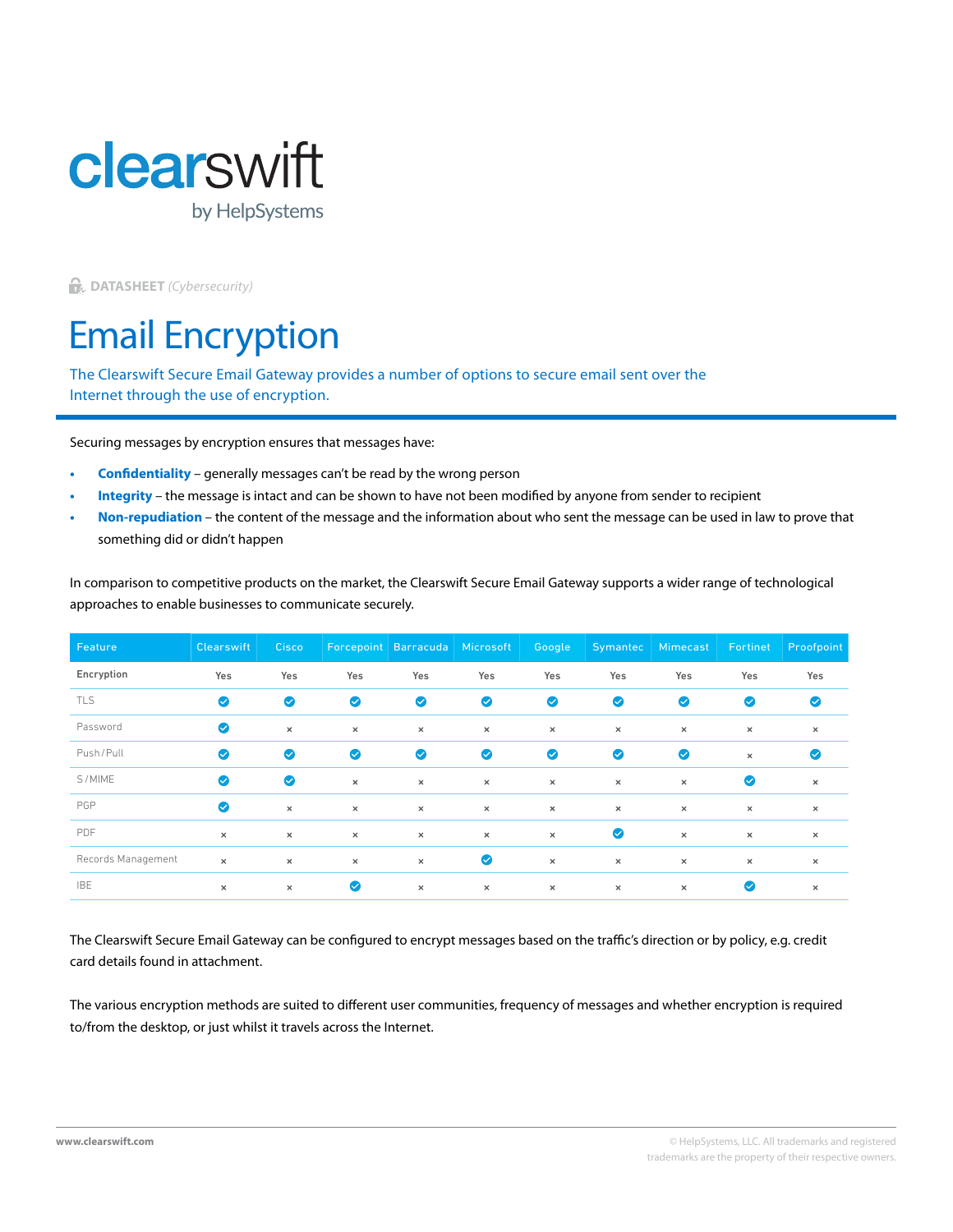clearswift
by HelpSystems

DATASHEET *(Cybersecurity)*

# Email Encryption

The Clearswift Secure Email Gateway provides a number of options to secure email sent over the Internet through the use of encryption.

Securing messages by encryption ensures that messages have:

- **Confidentiality** – generally messages can't be read by the wrong person
- **Integrity** – the message is intact and can be shown to have not been modified by anyone from sender to recipient
- **Non-repudiation** – the content of the message and the information about who sent the message can be used in law to prove that something did or didn't happen

In comparison to competitive products on the market, the Clearswift Secure Email Gateway supports a wider range of technological approaches to enable businesses to communicate securely.

| Feature | Clearswift | Cisco | Forcepoint | Barracuda | Microsoft | Google | Symantec | Mimecast | Fortinet | Proofpoint |
|---|---|---|---|---|---|---|---|---|---|---|
| Encryption | Yes | Yes | Yes | Yes | Yes | Yes | Yes | Yes | Yes | Yes |
| TLS | ✓ | ✓ | ✓ | ✓ | ✓ | ✓ | ✓ | ✓ | ✓ | ✓ |
| Password | ✓ | × | × | × | × | × | × | × | × | × |
| Push/Pull | ✓ | ✓ | ✓ | ✓ | ✓ | ✓ | ✓ | ✓ | × | ✓ |
| S/MIME | ✓ | ✓ | × | × | × | × | × | × | ✓ | × |
| PGP | ✓ | × | × | × | × | × | × | × | × | × |
| PDF | × | × | × | × | × | × | ✓ | × | × | × |
| Records Management | × | × | × | × | ✓ | × | × | × | × | × |
| IBE | × | × | ✓ | × | × | × | × | × | ✓ | × |

The Clearswift Secure Email Gateway can be configured to encrypt messages based on the traffic's direction or by policy, e.g. credit card details found in attachment.

The various encryption methods are suited to different user communities, frequency of messages and whether encryption is required to/from the desktop, or just whilst it travels across the Internet.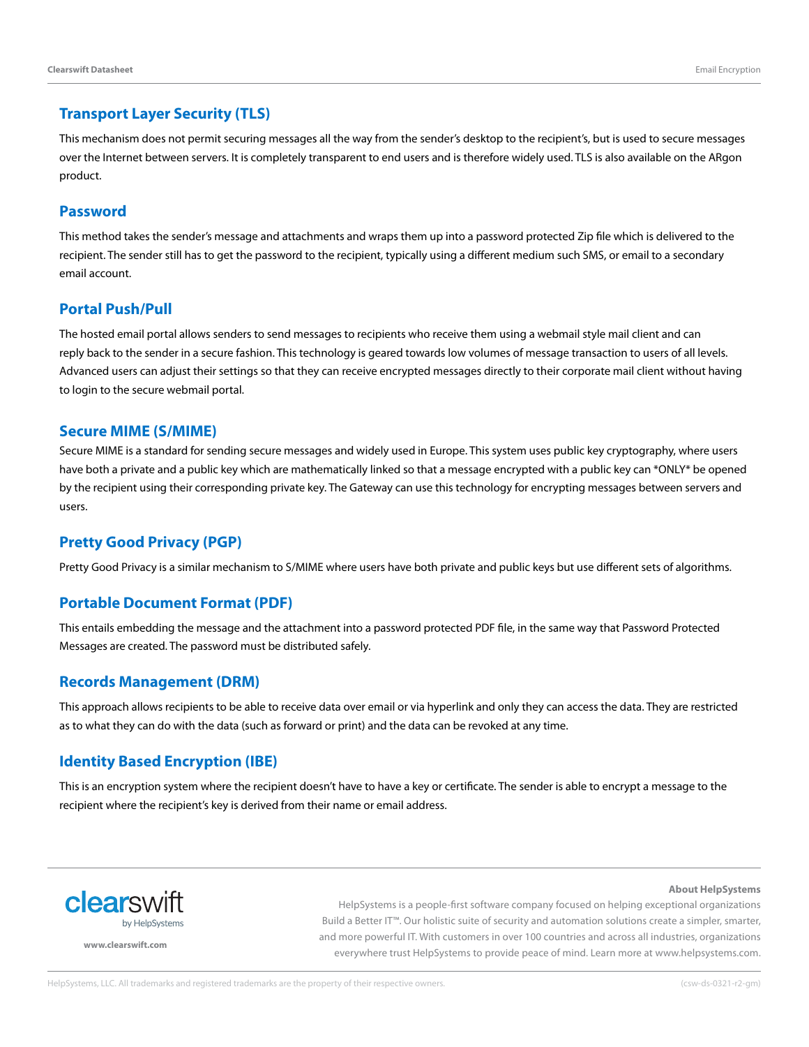## Transport Layer Security (TLS)

This mechanism does not permit securing messages all the way from the sender's desktop to the recipient's, but is used to secure messages over the Internet between servers. It is completely transparent to end users and is therefore widely used. TLS is also available on the ARgon product.

## Password

This method takes the sender's message and attachments and wraps them up into a password protected Zip file which is delivered to the recipient. The sender still has to get the password to the recipient, typically using a different medium such SMS, or email to a secondary email account.

## Portal Push/Pull

The hosted email portal allows senders to send messages to recipients who receive them using a webmail style mail client and can reply back to the sender in a secure fashion. This technology is geared towards low volumes of message transaction to users of all levels. Advanced users can adjust their settings so that they can receive encrypted messages directly to their corporate mail client without having to login to the secure webmail portal.

## Secure MIME (S/MIME)

Secure MIME is a standard for sending secure messages and widely used in Europe. This system uses public key cryptography, where users have both a private and a public key which are mathematically linked so that a message encrypted with a public key can *ONLY* be opened by the recipient using their corresponding private key. The Gateway can use this technology for encrypting messages between servers and users.

## Pretty Good Privacy (PGP)

Pretty Good Privacy is a similar mechanism to S/MIME where users have both private and public keys but use different sets of algorithms.

## Portable Document Format (PDF)

This entails embedding the message and the attachment into a password protected PDF file, in the same way that Password Protected Messages are created. The password must be distributed safely.

## Records Management (DRM)

This approach allows recipients to be able to receive data over email or via hyperlink and only they can access the data. They are restricted as to what they can do with the data (such as forward or print) and the data can be revoked at any time.

## Identity Based Encryption (IBE)

This is an encryption system where the recipient doesn't have to have a key or certificate. The sender is able to encrypt a message to the recipient where the recipient's key is derived from their name or email address.

clearswift by HelpSystems

www.clearswift.com

**About HelpSystems**

HelpSystems is a people-first software company focused on helping exceptional organizations Build a Better IT™. Our holistic suite of security and automation solutions create a simpler, smarter, and more powerful IT. With customers in over 100 countries and across all industries, organizations everywhere trust HelpSystems to provide peace of mind. Learn more at www.helpsystems.com.

HelpSystems, LLC. All trademarks and registered trademarks are the property of their respective owners.

(csw-ds-0321-r2-gm)